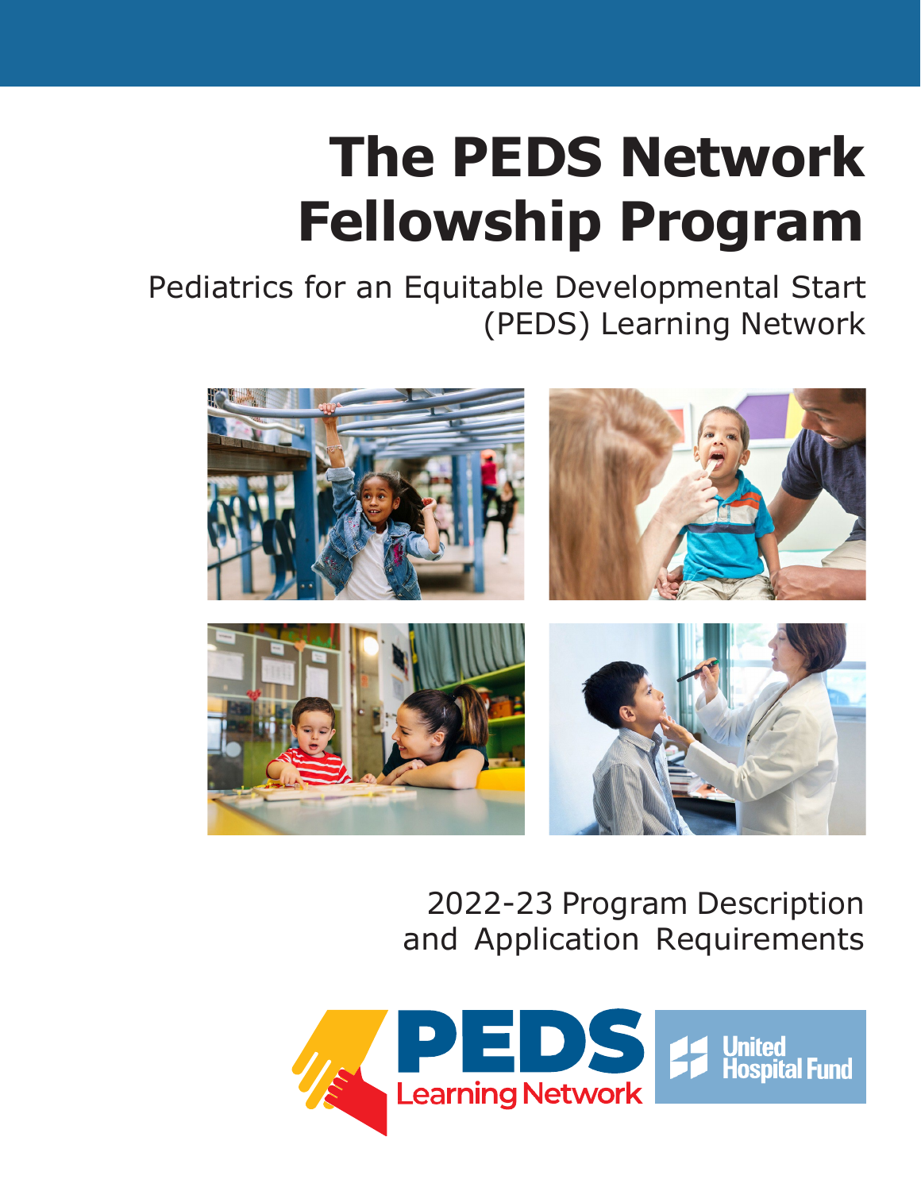# The PEDS Network Fellowship Program

Pediatrics for an Equitable Developmental Start (PEDS) Learning Network

2022-23 Program Description and Application Requirements

PEDS Learning Network

United Hospital Fund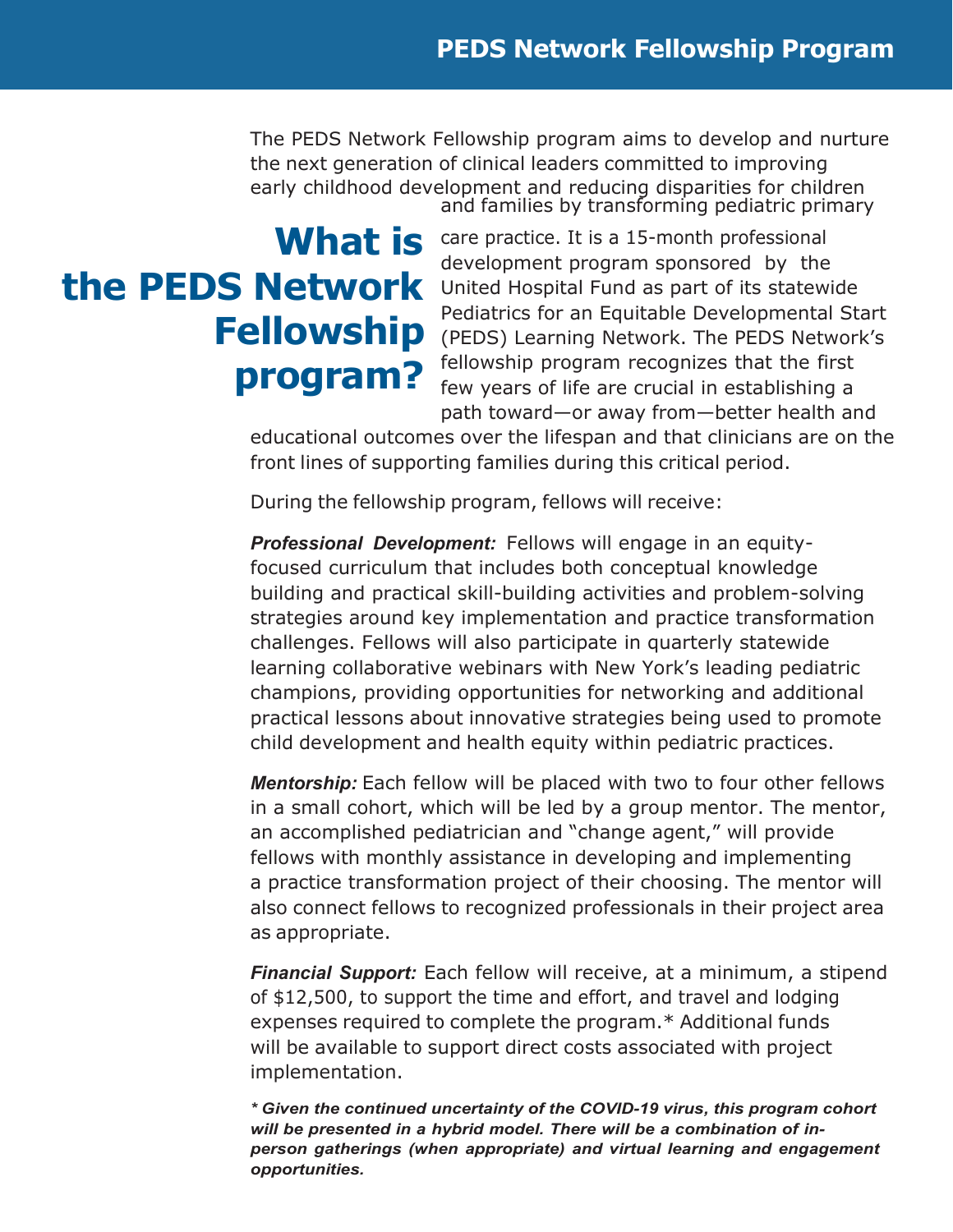# What is the PEDS Network Fellowship program?

The PEDS Network Fellowship program aims to develop and nurture the next generation of clinical leaders committed to improving early childhood development and reducing disparities for children and families by transforming pediatric primary care practice. It is a 15-month professional development program sponsored by the United Hospital Fund as part of its statewide Pediatrics for an Equitable Developmental Start (PEDS) Learning Network. The PEDS Network's fellowship program recognizes that the first few years of life are crucial in establishing a path toward—or away from—better health and educational outcomes over the lifespan and that clinicians are on the front lines of supporting families during this critical period.

During the fellowship program, fellows will receive:

***Professional Development:*** Fellows will engage in an equity-focused curriculum that includes both conceptual knowledge building and practical skill-building activities and problem-solving strategies around key implementation and practice transformation challenges. Fellows will also participate in quarterly statewide learning collaborative webinars with New York's leading pediatric champions, providing opportunities for networking and additional practical lessons about innovative strategies being used to promote child development and health equity within pediatric practices.

***Mentorship:*** Each fellow will be placed with two to four other fellows in a small cohort, which will be led by a group mentor. The mentor, an accomplished pediatrician and "change agent," will provide fellows with monthly assistance in developing and implementing a practice transformation project of their choosing. The mentor will also connect fellows to recognized professionals in their project area as appropriate.

***Financial Support:*** Each fellow will receive, at a minimum, a stipend of $12,500, to support the time and effort, and travel and lodging expenses required to complete the program.* Additional funds will be available to support direct costs associated with project implementation.

***\* Given the continued uncertainty of the COVID-19 virus, this program cohort will be presented in a hybrid model. There will be a combination of in-person gatherings (when appropriate) and virtual learning and engagement opportunities.***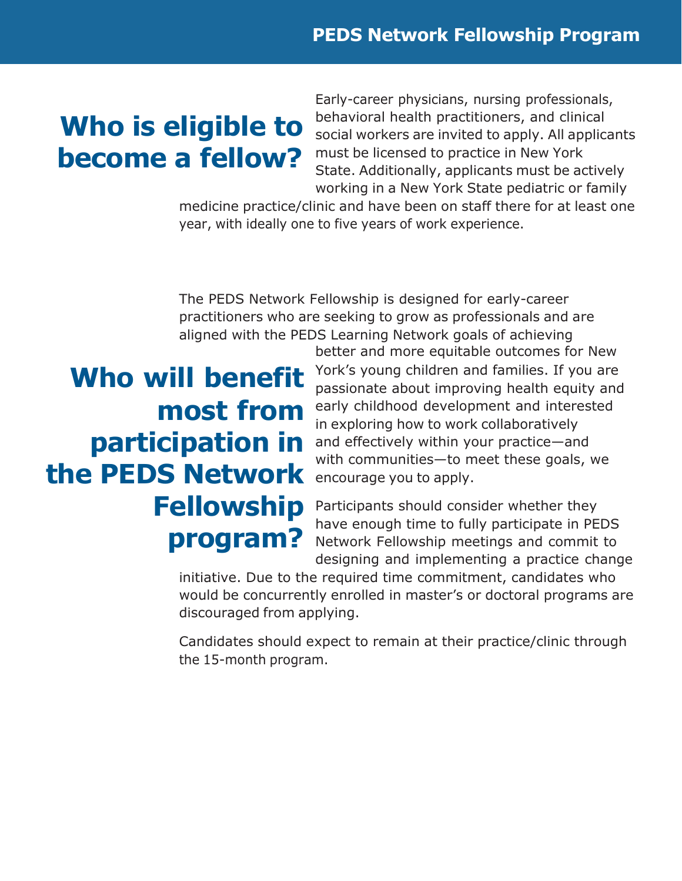## Who is eligible to become a fellow?

Early-career physicians, nursing professionals, behavioral health practitioners, and clinical social workers are invited to apply. All applicants must be licensed to practice in New York State. Additionally, applicants must be actively working in a New York State pediatric or family medicine practice/clinic and have been on staff there for at least one year, with ideally one to five years of work experience.

## Who will benefit most from participation in the PEDS Network Fellowship program?

The PEDS Network Fellowship is designed for early-career practitioners who are seeking to grow as professionals and are aligned with the PEDS Learning Network goals of achieving better and more equitable outcomes for New York's young children and families. If you are passionate about improving health equity and early childhood development and interested in exploring how to work collaboratively and effectively within your practice—and with communities—to meet these goals, we encourage you to apply.

Participants should consider whether they have enough time to fully participate in PEDS Network Fellowship meetings and commit to designing and implementing a practice change initiative. Due to the required time commitment, candidates who would be concurrently enrolled in master's or doctoral programs are discouraged from applying.

Candidates should expect to remain at their practice/clinic through the 15-month program.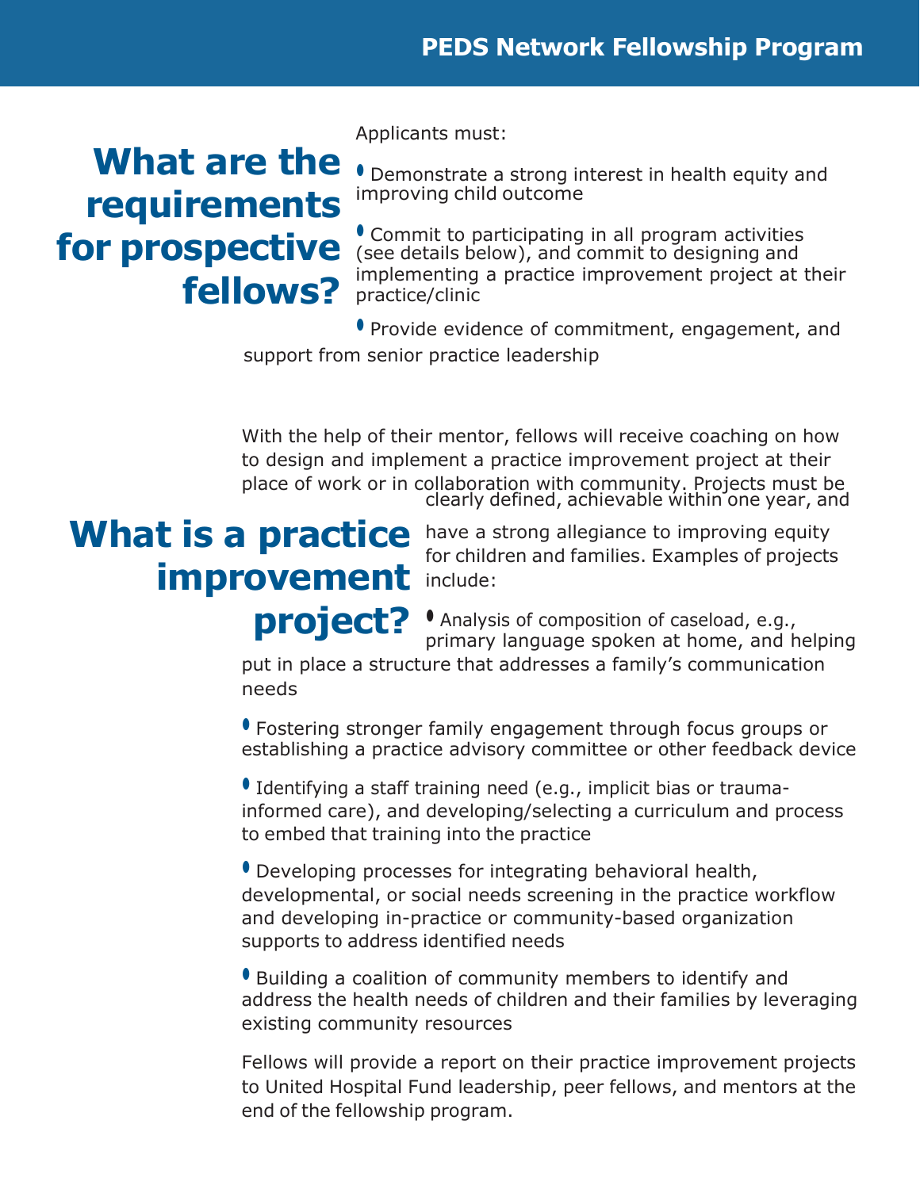## What are the requirements for prospective fellows?

Applicants must:

- Demonstrate a strong interest in health equity and improving child outcome
- Commit to participating in all program activities (see details below), and commit to designing and implementing a practice improvement project at their practice/clinic
- Provide evidence of commitment, engagement, and support from senior practice leadership

## What is a practice improvement project?

With the help of their mentor, fellows will receive coaching on how to design and implement a practice improvement project at their place of work or in collaboration with community. Projects must be clearly defined, achievable within one year, and have a strong allegiance to improving equity for children and families. Examples of projects include:

- Analysis of composition of caseload, e.g., primary language spoken at home, and helping put in place a structure that addresses a family's communication needs
- Fostering stronger family engagement through focus groups or establishing a practice advisory committee or other feedback device
- Identifying a staff training need (e.g., implicit bias or trauma-informed care), and developing/selecting a curriculum and process to embed that training into the practice
- Developing processes for integrating behavioral health, developmental, or social needs screening in the practice workflow and developing in-practice or community-based organization supports to address identified needs
- Building a coalition of community members to identify and address the health needs of children and their families by leveraging existing community resources

Fellows will provide a report on their practice improvement projects to United Hospital Fund leadership, peer fellows, and mentors at the end of the fellowship program.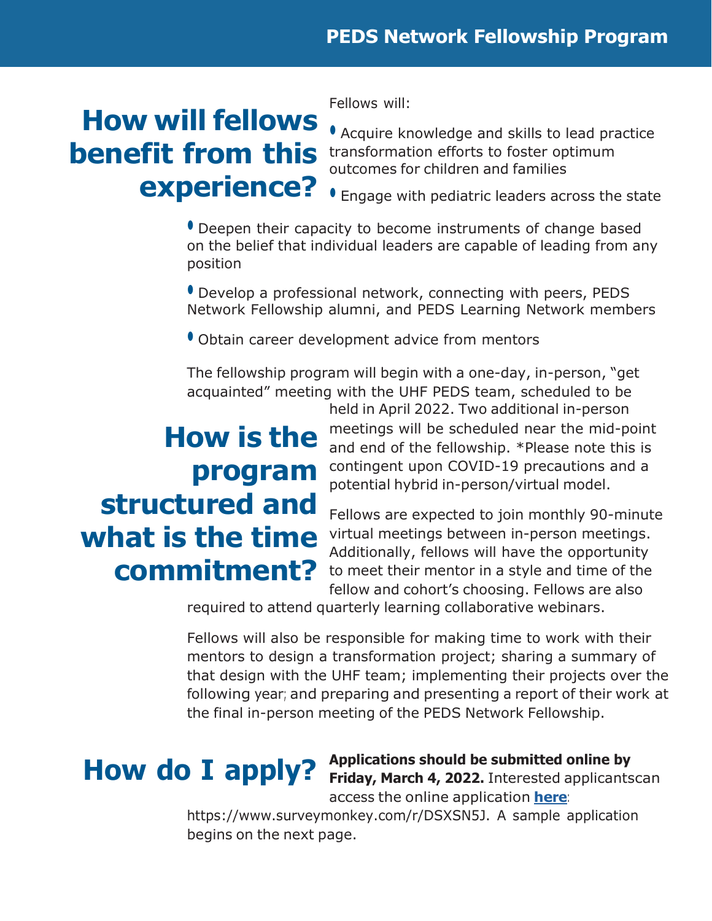## How will fellows benefit from this experience?

Fellows will:

- Acquire knowledge and skills to lead practice transformation efforts to foster optimum outcomes for children and families
- Engage with pediatric leaders across the state
- Deepen their capacity to become instruments of change based on the belief that individual leaders are capable of leading from any position
- Develop a professional network, connecting with peers, PEDS Network Fellowship alumni, and PEDS Learning Network members
- Obtain career development advice from mentors

## How is the program structured and what is the time commitment?

The fellowship program will begin with a one-day, in-person, "get acquainted" meeting with the UHF PEDS team, scheduled to be held in April 2022. Two additional in-person meetings will be scheduled near the mid-point and end of the fellowship. *Please note this is contingent upon COVID-19 precautions and a potential hybrid in-person/virtual model.

Fellows are expected to join monthly 90-minute virtual meetings between in-person meetings. Additionally, fellows will have the opportunity to meet their mentor in a style and time of the fellow and cohort's choosing. Fellows are also required to attend quarterly learning collaborative webinars.

Fellows will also be responsible for making time to work with their mentors to design a transformation project; sharing a summary of that design with the UHF team; implementing their projects over the following year; and preparing and presenting a report of their work at the final in-person meeting of the PEDS Network Fellowship.

## How do I apply?

**Applications should be submitted online by Friday, March 4, 2022.** Interested applicantscan access the online application **here**: https://www.surveymonkey.com/r/DSXSN5J. A sample application begins on the next page.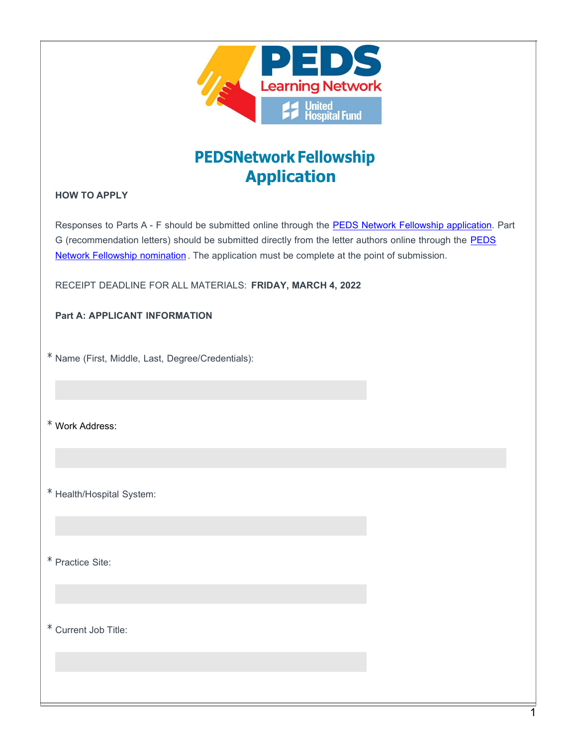# PEDSNetwork Fellowship Application

**HOW TO APPLY**

Responses to Parts A - F should be submitted online through the [PEDS Network Fellowship application](). Part G (recommendation letters) should be submitted directly from the letter authors online through the [PEDS Network Fellowship nomination](). The application must be complete at the point of submission.

RECEIPT DEADLINE FOR ALL MATERIALS: **FRIDAY, MARCH 4, 2022**

**Part A: APPLICANT INFORMATION**

* Name (First, Middle, Last, Degree/Credentials):

* Work Address:

* Health/Hospital System:

* Practice Site:

* Current Job Title: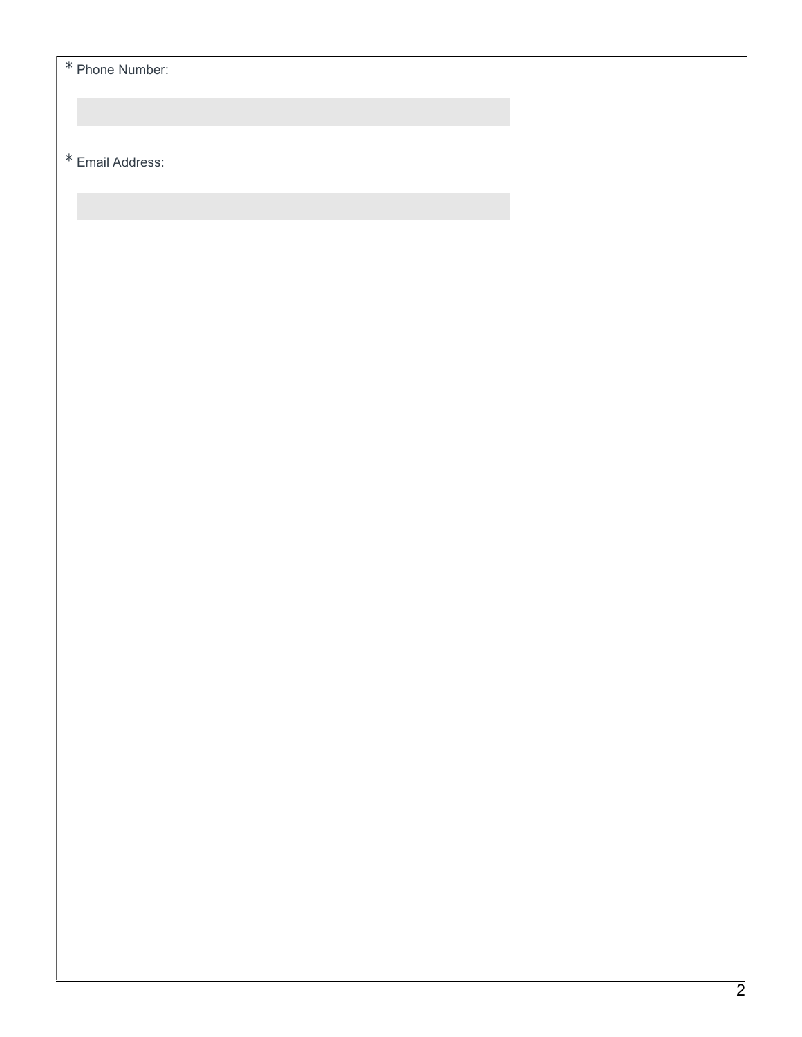* Phone Number:

* Email Address: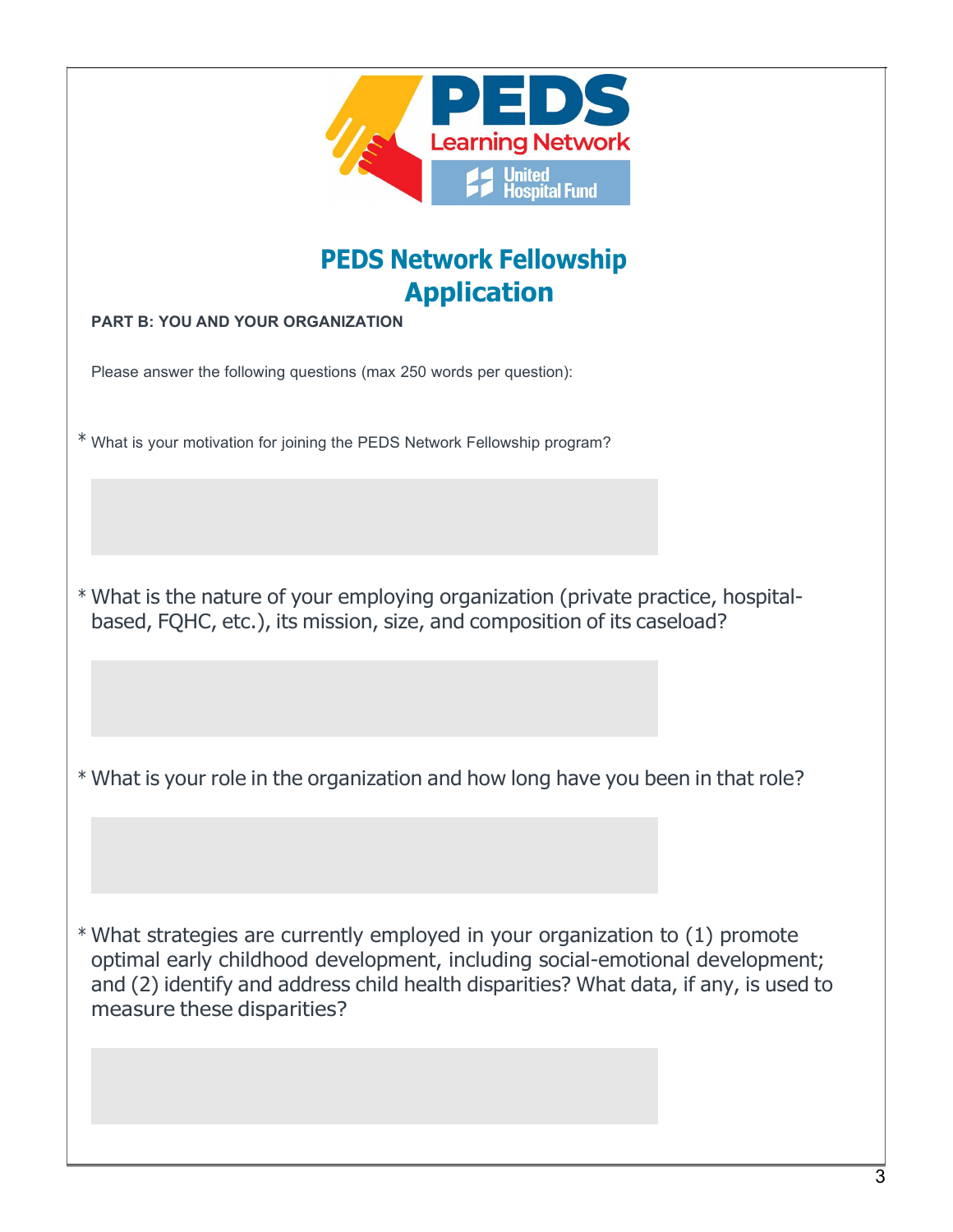# PEDS Network Fellowship Application

**PART B: YOU AND YOUR ORGANIZATION**

Please answer the following questions (max 250 words per question):

\* What is your motivation for joining the PEDS Network Fellowship program?

\* What is the nature of your employing organization (private practice, hospital-based, FQHC, etc.), its mission, size, and composition of its caseload?

\* What is your role in the organization and how long have you been in that role?

\* What strategies are currently employed in your organization to (1) promote optimal early childhood development, including social-emotional development; and (2) identify and address child health disparities? What data, if any, is used to measure these disparities?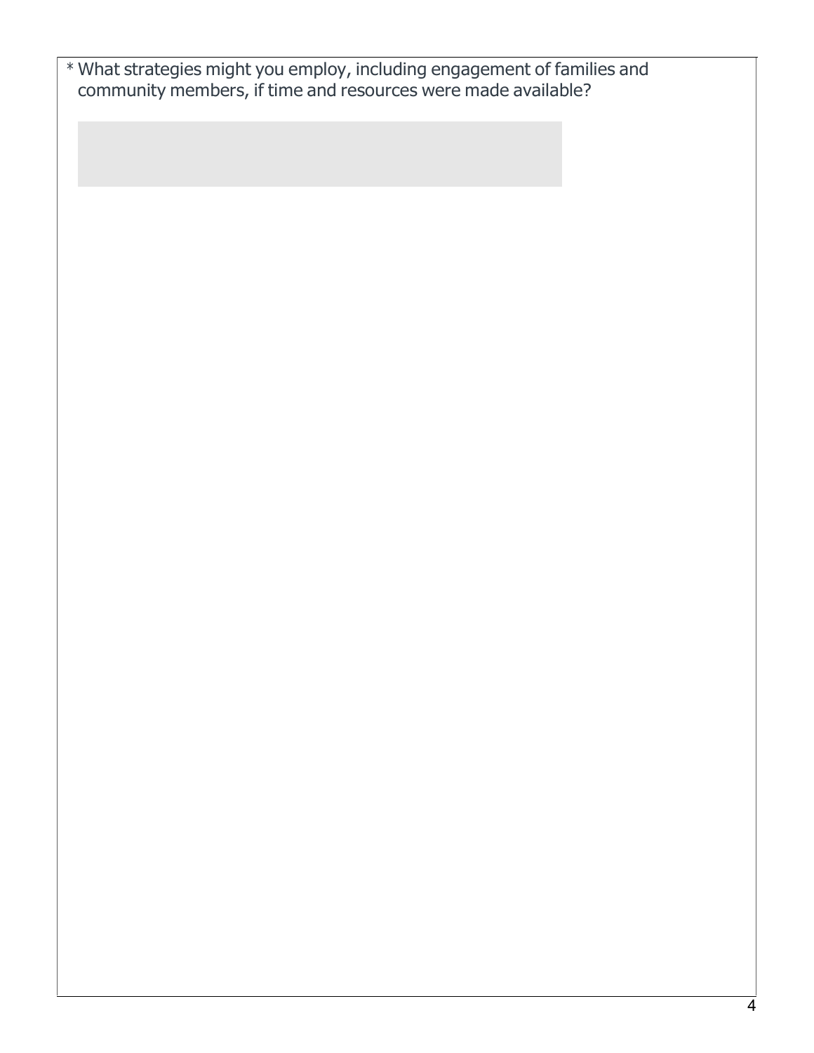* What strategies might you employ, including engagement of families and community members, if time and resources were made available?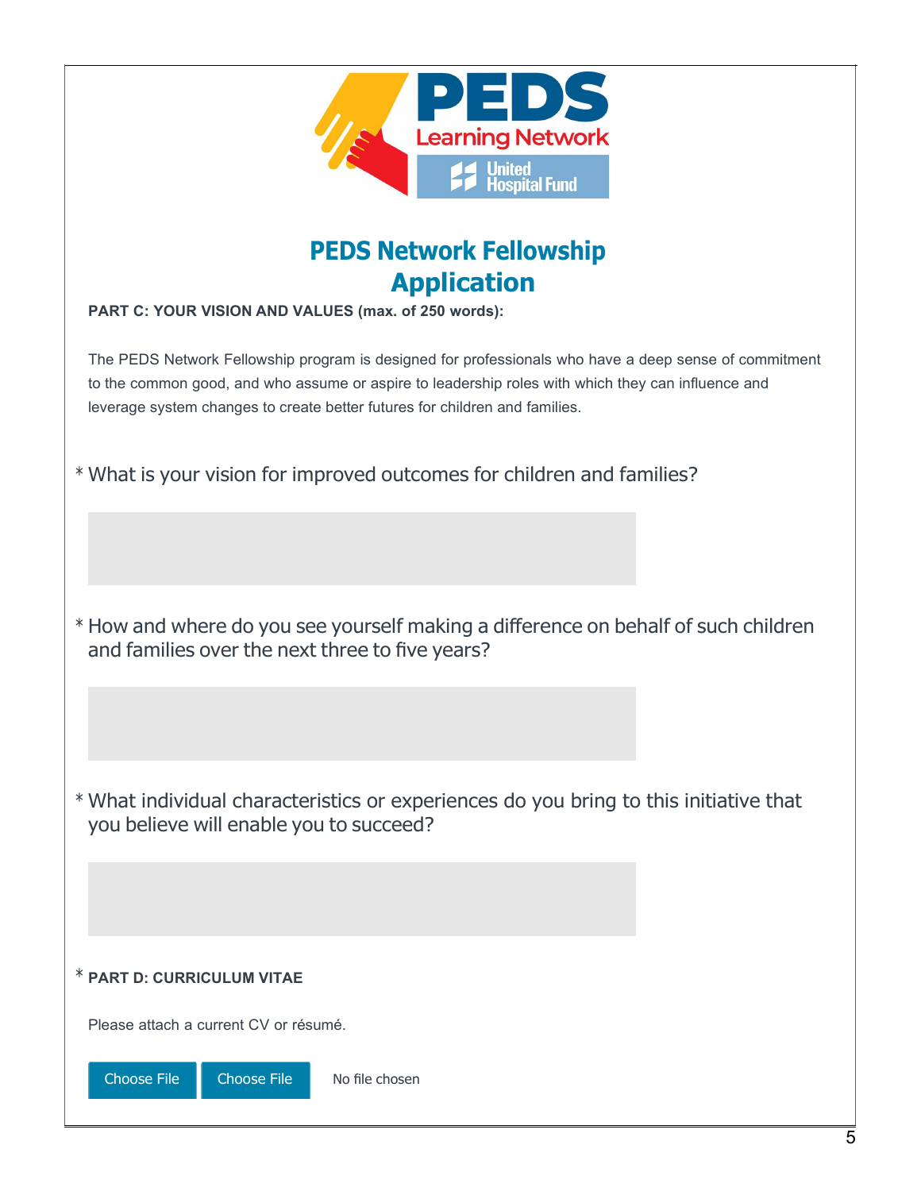# PEDS Network Fellowship Application

**PART C: YOUR VISION AND VALUES (max. of 250 words):**

The PEDS Network Fellowship program is designed for professionals who have a deep sense of commitment to the common good, and who assume or aspire to leadership roles with which they can influence and leverage system changes to create better futures for children and families.

* What is your vision for improved outcomes for children and families?

* How and where do you see yourself making a difference on behalf of such children and families over the next three to five years?

* What individual characteristics or experiences do you bring to this initiative that you believe will enable you to succeed?

* **PART D: CURRICULUM VITAE**

Please attach a current CV or résumé.

Choose File Choose File No file chosen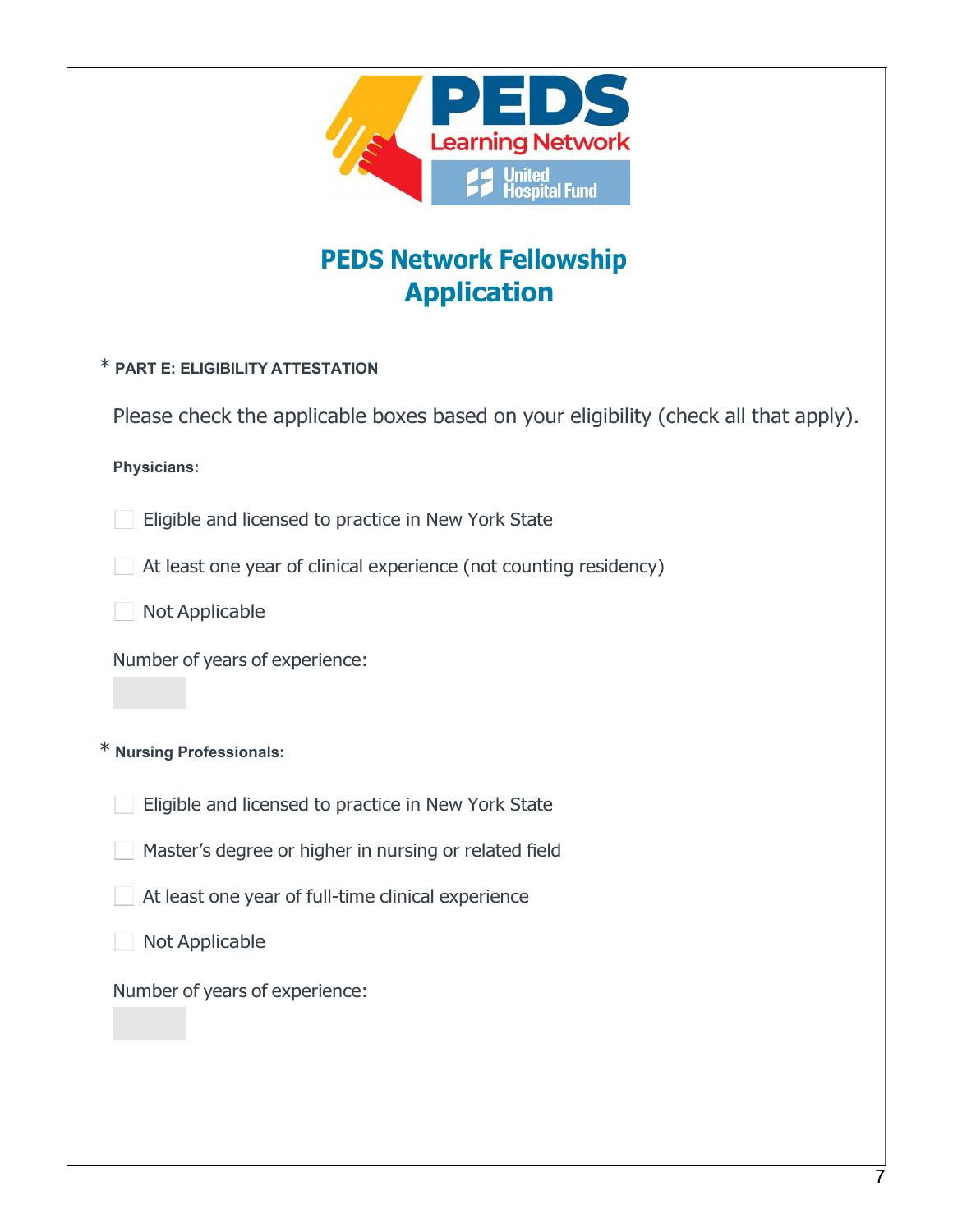# PEDS Network Fellowship Application

\* **PART E: ELIGIBILITY ATTESTATION**

Please check the applicable boxes based on your eligibility (check all that apply).

**Physicians:**

- [ ] Eligible and licensed to practice in New York State
- [ ] At least one year of clinical experience (not counting residency)
- [ ] Not Applicable

Number of years of experience:

\* **Nursing Professionals:**

- [ ] Eligible and licensed to practice in New York State
- [ ] Master's degree or higher in nursing or related field
- [ ] At least one year of full-time clinical experience
- [ ] Not Applicable

Number of years of experience: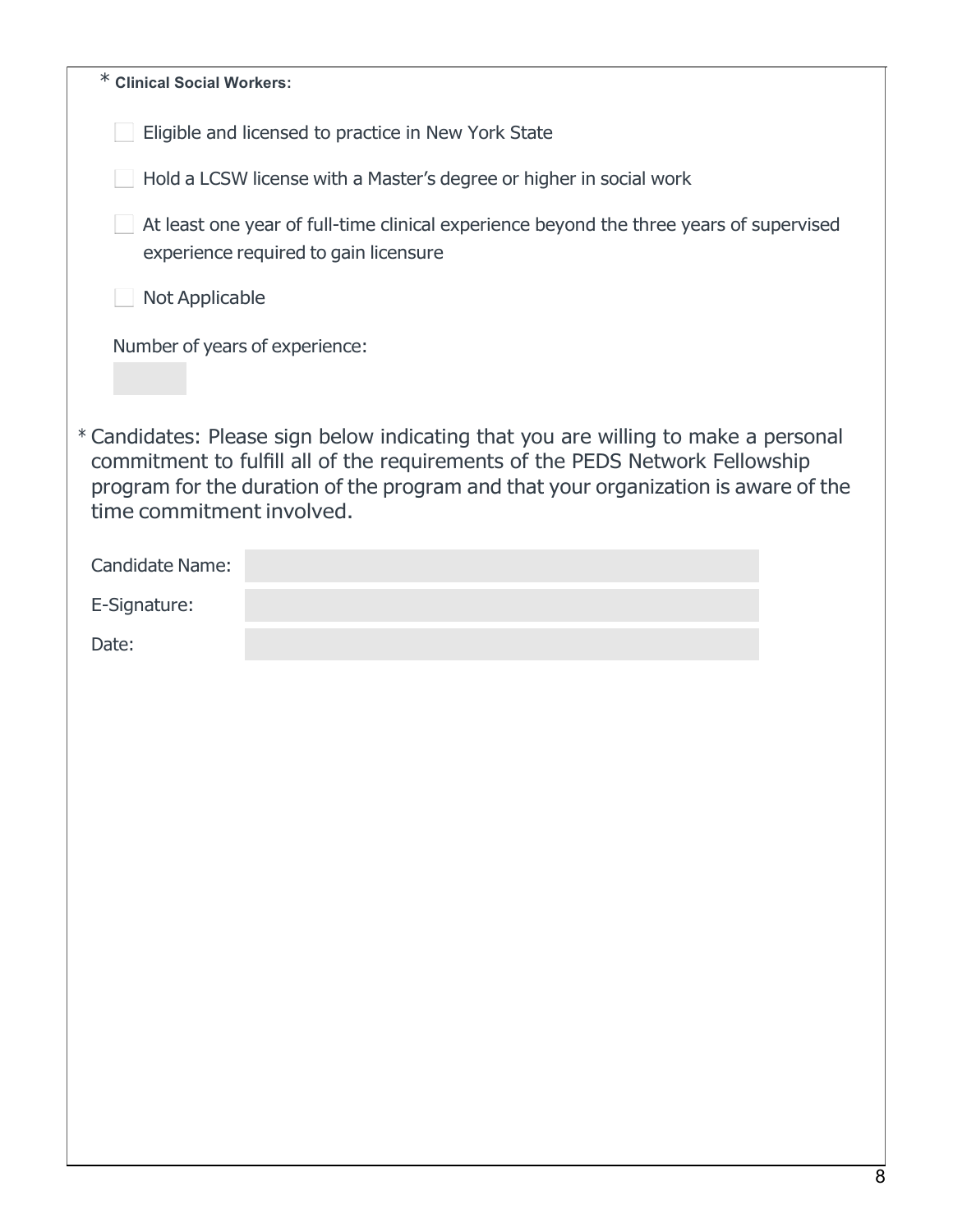\* **Clinical Social Workers:**

- [ ] Eligible and licensed to practice in New York State
- [ ] Hold a LCSW license with a Master's degree or higher in social work
- [ ] At least one year of full-time clinical experience beyond the three years of supervised experience required to gain licensure
- [ ] Not Applicable

Number of years of experience:

\* Candidates: Please sign below indicating that you are willing to make a personal commitment to fulfill all of the requirements of the PEDS Network Fellowship program for the duration of the program and that your organization is aware of the time commitment involved.

Candidate Name:

E-Signature:

Date: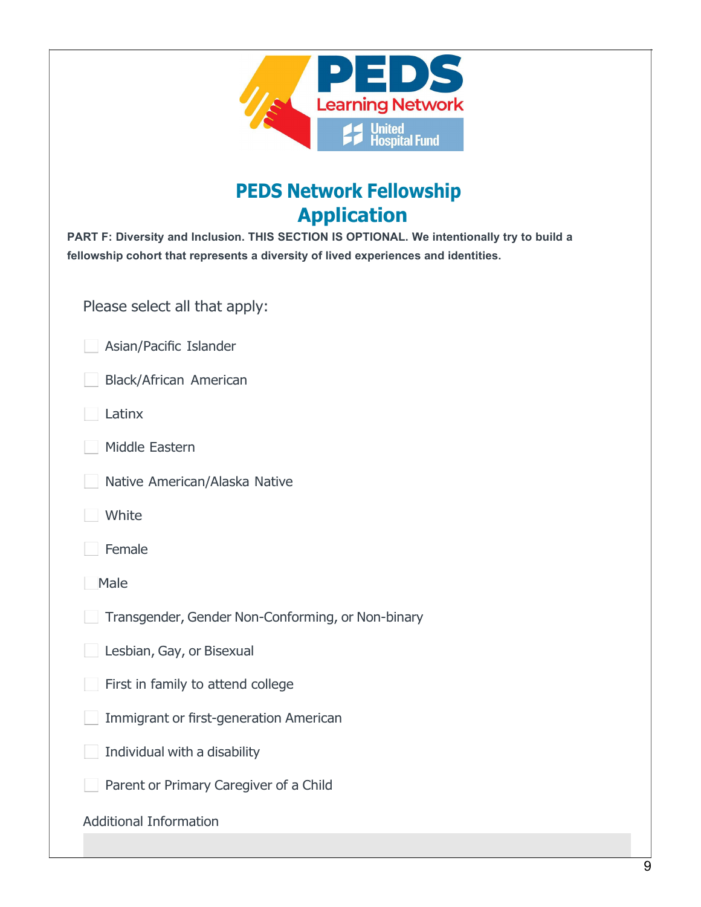# PEDS Network Fellowship Application

**PART F: Diversity and Inclusion. THIS SECTION IS OPTIONAL. We intentionally try to build a fellowship cohort that represents a diversity of lived experiences and identities.**

Please select all that apply:

- ☐ Asian/Pacific Islander
- ☐ Black/African American
- ☐ Latinx
- ☐ Middle Eastern
- ☐ Native American/Alaska Native
- ☐ White
- ☐ Female
- ☐ Male
- ☐ Transgender, Gender Non-Conforming, or Non-binary
- ☐ Lesbian, Gay, or Bisexual
- ☐ First in family to attend college
- ☐ Immigrant or first-generation American
- ☐ Individual with a disability
- ☐ Parent or Primary Caregiver of a Child

Additional Information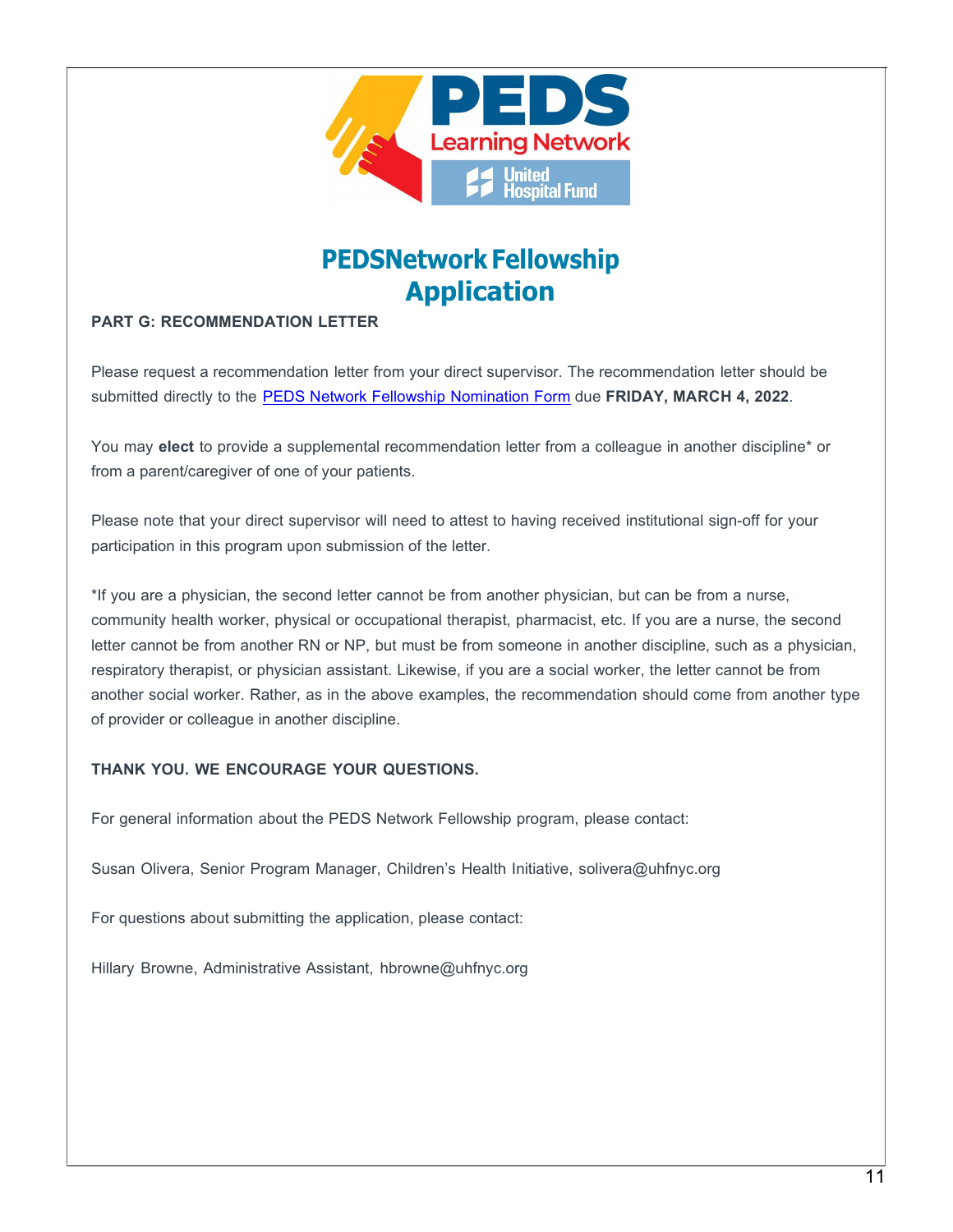# PEDSNetwork Fellowship Application

**PART G: RECOMMENDATION LETTER**

Please request a recommendation letter from your direct supervisor. The recommendation letter should be submitted directly to the PEDS Network Fellowship Nomination Form due **FRIDAY, MARCH 4, 2022**.

You may **elect** to provide a supplemental recommendation letter from a colleague in another discipline* or from a parent/caregiver of one of your patients.

Please note that your direct supervisor will need to attest to having received institutional sign-off for your participation in this program upon submission of the letter.

*If you are a physician, the second letter cannot be from another physician, but can be from a nurse, community health worker, physical or occupational therapist, pharmacist, etc. If you are a nurse, the second letter cannot be from another RN or NP, but must be from someone in another discipline, such as a physician, respiratory therapist, or physician assistant. Likewise, if you are a social worker, the letter cannot be from another social worker. Rather, as in the above examples, the recommendation should come from another type of provider or colleague in another discipline.

**THANK YOU. WE ENCOURAGE YOUR QUESTIONS.**

For general information about the PEDS Network Fellowship program, please contact:

Susan Olivera, Senior Program Manager, Children's Health Initiative, solivera@uhfnyc.org

For questions about submitting the application, please contact:

Hillary Browne, Administrative Assistant, hbrowne@uhfnyc.org